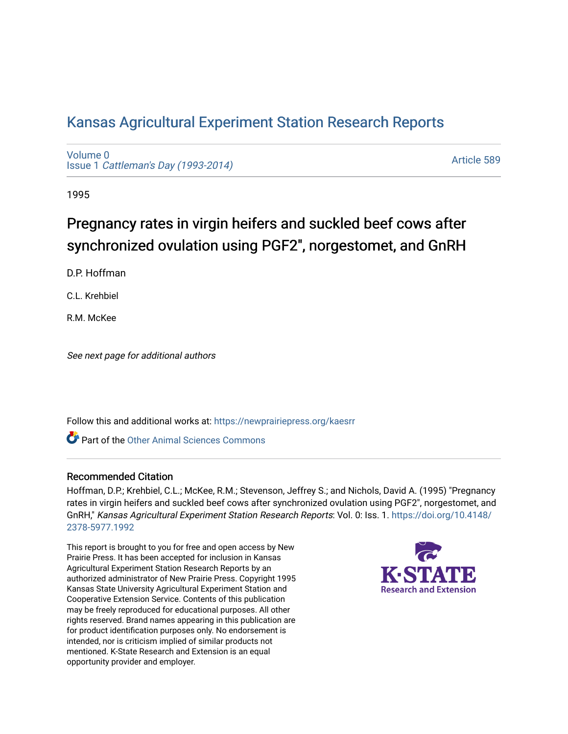# Kansas Agricultural Experiment Station Research Reports

Volume 0
Issue 1 *Cattleman's Day (1993-2014)*

Article 589

1995

## Pregnancy rates in virgin heifers and suckled beef cows after synchronized ovulation using PGF2", norgestomet, and GnRH

D.P. Hoffman

C.L. Krehbiel

R.M. McKee

*See next page for additional authors*

Follow this and additional works at: https://newprairiepress.org/kaesrr

Part of the Other Animal Sciences Commons

### Recommended Citation

Hoffman, D.P.; Krehbiel, C.L.; McKee, R.M.; Stevenson, Jeffrey S.; and Nichols, David A. (1995) "Pregnancy rates in virgin heifers and suckled beef cows after synchronized ovulation using PGF2", norgestomet, and GnRH," *Kansas Agricultural Experiment Station Research Reports*: Vol. 0: Iss. 1. https://doi.org/10.4148/2378-5977.1992

This report is brought to you for free and open access by New Prairie Press. It has been accepted for inclusion in Kansas Agricultural Experiment Station Research Reports by an authorized administrator of New Prairie Press. Copyright 1995 Kansas State University Agricultural Experiment Station and Cooperative Extension Service. Contents of this publication may be freely reproduced for educational purposes. All other rights reserved. Brand names appearing in this publication are for product identification purposes only. No endorsement is intended, nor is criticism implied of similar products not mentioned. K-State Research and Extension is an equal opportunity provider and employer.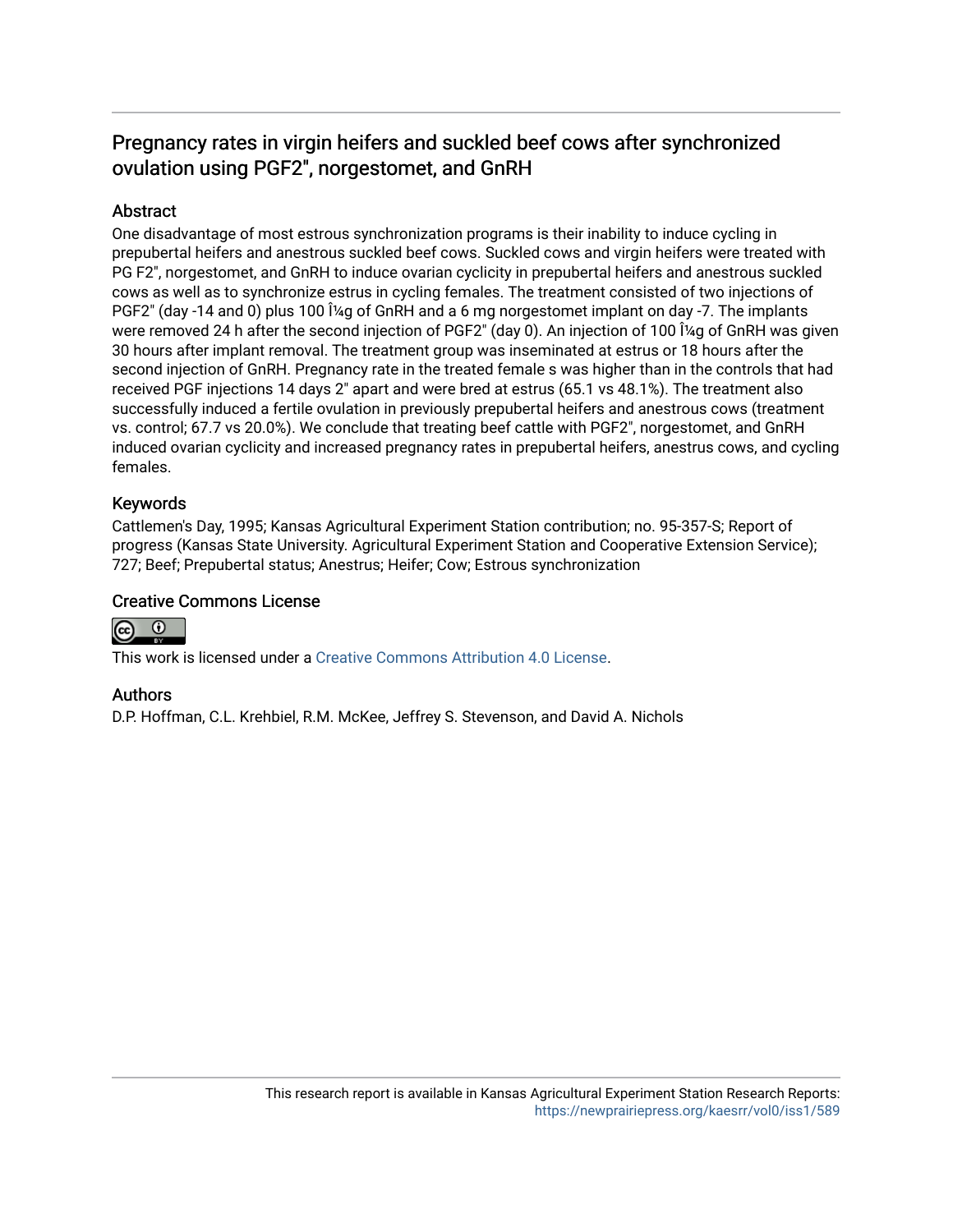## Pregnancy rates in virgin heifers and suckled beef cows after synchronized ovulation using PGF2", norgestomet, and GnRH

### Abstract

One disadvantage of most estrous synchronization programs is their inability to induce cycling in prepubertal heifers and anestrous suckled beef cows. Suckled cows and virgin heifers were treated with PG F2", norgestomet, and GnRH to induce ovarian cyclicity in prepubertal heifers and anestrous suckled cows as well as to synchronize estrus in cycling females. The treatment consisted of two injections of PGF2" (day -14 and 0) plus 100 Î¼g of GnRH and a 6 mg norgestomet implant on day -7. The implants were removed 24 h after the second injection of PGF2" (day 0). An injection of 100 Î¼g of GnRH was given 30 hours after implant removal. The treatment group was inseminated at estrus or 18 hours after the second injection of GnRH. Pregnancy rate in the treated female s was higher than in the controls that had received PGF injections 14 days 2" apart and were bred at estrus (65.1 vs 48.1%). The treatment also successfully induced a fertile ovulation in previously prepubertal heifers and anestrous cows (treatment vs. control; 67.7 vs 20.0%). We conclude that treating beef cattle with PGF2", norgestomet, and GnRH induced ovarian cyclicity and increased pregnancy rates in prepubertal heifers, anestrus cows, and cycling females.

### Keywords

Cattlemen's Day, 1995; Kansas Agricultural Experiment Station contribution; no. 95-357-S; Report of progress (Kansas State University. Agricultural Experiment Station and Cooperative Extension Service); 727; Beef; Prepubertal status; Anestrus; Heifer; Cow; Estrous synchronization

### Creative Commons License

This work is licensed under a Creative Commons Attribution 4.0 License.

### Authors

D.P. Hoffman, C.L. Krehbiel, R.M. McKee, Jeffrey S. Stevenson, and David A. Nichols

This research report is available in Kansas Agricultural Experiment Station Research Reports: https://newprairiepress.org/kaesrr/vol0/iss1/589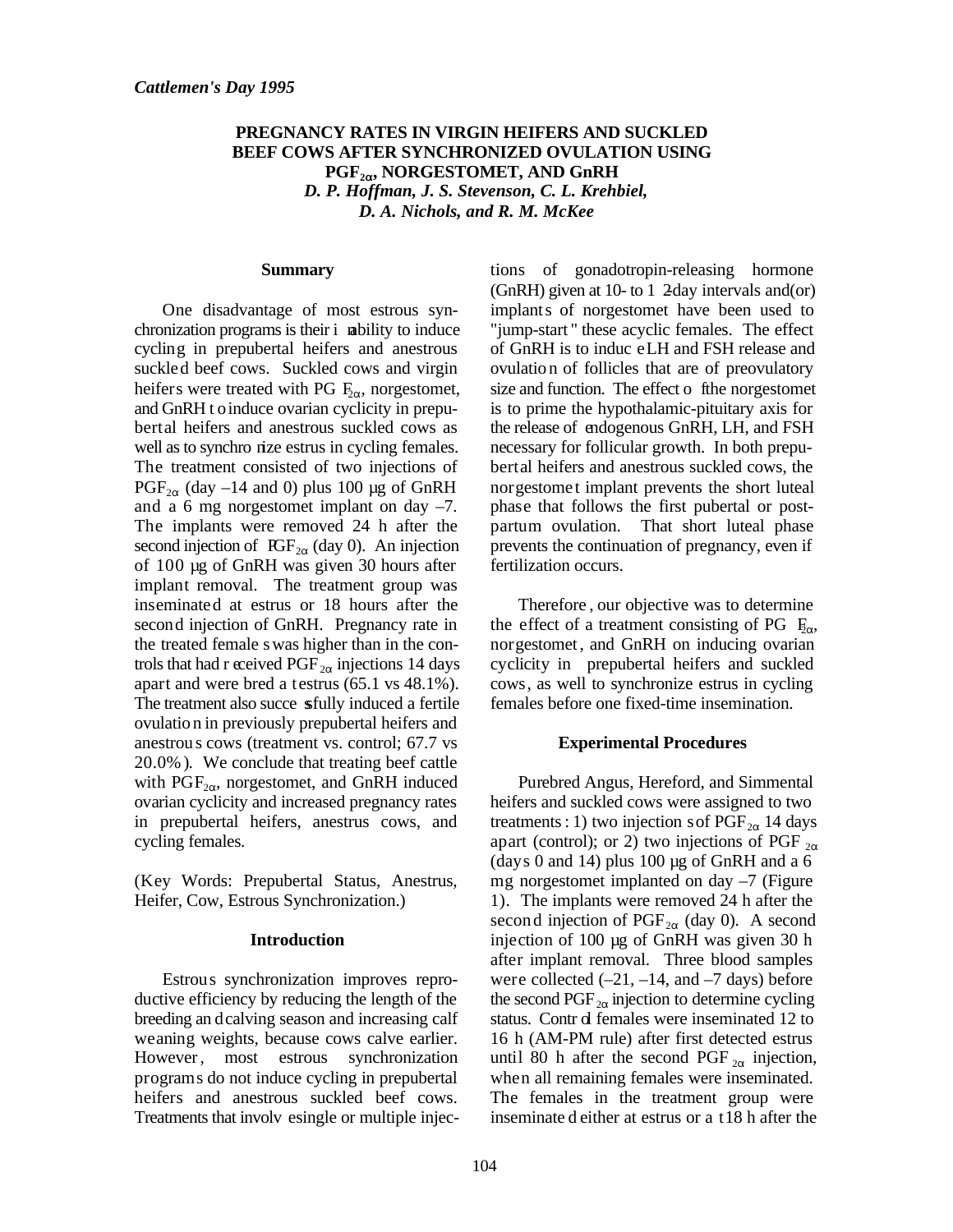*Cattlemen's Day 1995*

# PREGNANCY RATES IN VIRGIN HEIFERS AND SUCKLED BEEF COWS AFTER SYNCHRONIZED OVULATION USING $PGF_{2\alpha}$, NORGESTOMET, AND GnRH

***D. P. Hoffman, J. S. Stevenson, C. L. Krehbiel, D. A. Nichols, and R. M. McKee***

## Summary

One disadvantage of most estrous synchronization programs is their inability to induce cycling in prepubertal heifers and anestrous suckled beef cows. Suckled cows and virgin heifers were treated with $PGF_{2\alpha}$, norgestomet, and GnRH to induce ovarian cyclicity in prepubertal heifers and anestrous suckled cows as well as to synchronize estrus in cycling females. The treatment consisted of two injections of $PGF_{2\alpha}$ (day –14 and 0) plus 100 µg of GnRH and a 6 mg norgestomet implant on day –7. The implants were removed 24 h after the second injection of $PGF_{2\alpha}$ (day 0). An injection of 100 µg of GnRH was given 30 hours after implant removal. The treatment group was inseminated at estrus or 18 hours after the second injection of GnRH. Pregnancy rate in the treated females was higher than in the controls that had received $PGF_{2\alpha}$ injections 14 days apart and were bred at estrus (65.1 vs 48.1%). The treatment also successfully induced a fertile ovulation in previously prepubertal heifers and anestrous cows (treatment vs. control; 67.7 vs 20.0%). We conclude that treating beef cattle with $PGF_{2\alpha}$, norgestomet, and GnRH induced ovarian cyclicity and increased pregnancy rates in prepubertal heifers, anestrus cows, and cycling females.

(Key Words: Prepubertal Status, Anestrus, Heifer, Cow, Estrous Synchronization.)

## Introduction

Estrous synchronization improves reproductive efficiency by reducing the length of the breeding and calving season and increasing calf weaning weights, because cows calve earlier. However, most estrous synchronization programs do not induce cycling in prepubertal heifers and anestrous suckled beef cows. Treatments that involve single or multiple injections of gonadotropin-releasing hormone (GnRH) given at 10- to 12-day intervals and(or) implants of norgestomet have been used to "jump-start" these acyclic females. The effect of GnRH is to induce LH and FSH release and ovulation of follicles that are of preovulatory size and function. The effect of the norgestomet is to prime the hypothalamic-pituitary axis for the release of endogenous GnRH, LH, and FSH necessary for follicular growth. In both prepubertal heifers and anestrous suckled cows, the norgestomet implant prevents the short luteal phase that follows the first pubertal or postpartum ovulation. That short luteal phase prevents the continuation of pregnancy, even if fertilization occurs.

Therefore, our objective was to determine the effect of a treatment consisting of $PGF_{2\alpha}$, norgestomet, and GnRH on inducing ovarian cyclicity in prepubertal heifers and suckled cows, as well to synchronize estrus in cycling females before one fixed-time insemination.

## Experimental Procedures

Purebred Angus, Hereford, and Simmental heifers and suckled cows were assigned to two treatments: 1) two injections of $PGF_{2\alpha}$ 14 days apart (control); or 2) two injections of $PGF_{2\alpha}$ (days 0 and 14) plus 100 µg of GnRH and a 6 mg norgestomet implanted on day –7 (Figure 1). The implants were removed 24 h after the second injection of $PGF_{2\alpha}$ (day 0). A second injection of 100 µg of GnRH was given 30 h after implant removal. Three blood samples were collected (–21, –14, and –7 days) before the second $PGF_{2\alpha}$ injection to determine cycling status. Control females were inseminated 12 to 16 h (AM-PM rule) after first detected estrus until 80 h after the second $PGF_{2\alpha}$ injection, when all remaining females were inseminated. The females in the treatment group were inseminated either at estrus or at 18 h after the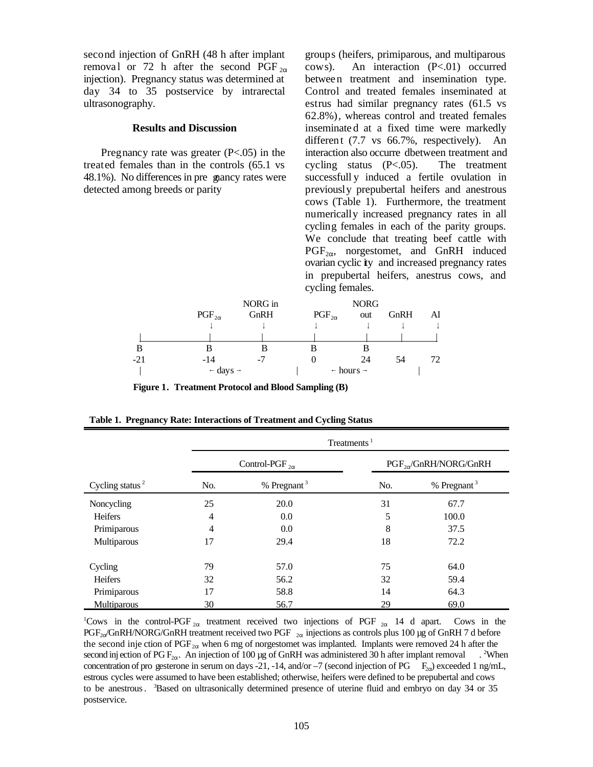second injection of GnRH (48 h after implant removal or 72 h after the second $PGF_{2\alpha}$ injection). Pregnancy status was determined at day 34 to 35 postservice by intrarectal ultrasonography.

## Results and Discussion

Pregnancy rate was greater ($P<.05$) in the treated females than in the controls (65.1 vs 48.1%). No differences in pregnancy rates were detected among breeds or parity groups (heifers, primiparous, and multiparous cows). An interaction ($P<.01$) occurred between treatment and insemination type. Control and treated females inseminated at estrus had similar pregnancy rates (61.5 vs 62.8%), whereas control and treated females inseminated at a fixed time were markedly different (7.7 vs 66.7%, respectively). An interaction also occurred between treatment and cycling status ($P<.05$). The treatment successfully induced a fertile ovulation in previously prepubertal heifers and anestrous cows (Table 1). Furthermore, the treatment numerically increased pregnancy rates in all cycling females in each of the parity groups. We conclude that treating beef cattle with $PGF_{2\alpha}$, norgestomet, and GnRH induced ovarian cyclicity and increased pregnancy rates in prepubertal heifers, anestrus cows, and cycling females.

$PGF_{2\alpha}$ ↓ | NORG in GnRH ↓ | $PGF_{2\alpha}$ ↓ | NORG out ↓ | GnRH ↓ | AI ↓

B -21 | B -14 | B -7 | B 0 | B 24 | 54 | 72

← days → | ← hours →

**Figure 1. Treatment Protocol and Blood Sampling (B)**

**Table 1. Pregnancy Rate: Interactions of Treatment and Cycling Status**

| | Treatments[1] | | | |
|---|---|---|---|---|
| | Control-$PGF_{2\alpha}$ | | $PGF_{2\alpha}$/GnRH/NORG/GnRH | |
| Cycling status[2] | No. | % Pregnant[3] | No. | % Pregnant[3] |
| Noncycling | 25 | 20.0 | 31 | 67.7 |
| Heifers | 4 | 0.0 | 5 | 100.0 |
| Primiparous | 4 | 0.0 | 8 | 37.5 |
| Multiparous | 17 | 29.4 | 18 | 72.2 |
| Cycling | 79 | 57.0 | 75 | 64.0 |
| Heifers | 32 | 56.2 | 32 | 59.4 |
| Primiparous | 17 | 58.8 | 14 | 64.3 |
| Multiparous | 30 | 56.7 | 29 | 69.0 |

[1]Cows in the control-$PGF_{2\alpha}$ treatment received two injections of $PGF_{2\alpha}$ 14 d apart. Cows in the $PGF_{2\alpha}$/GnRH/NORG/GnRH treatment received two $PGF_{2\alpha}$ injections as controls plus 100 µg of GnRH 7 d before the second injection of $PGF_{2\alpha}$ when 6 mg of norgestomet was implanted. Implants were removed 24 h after the second injection of $PGF_{2\alpha}$. An injection of 100 µg of GnRH was administered 30 h after implant removal. [2]When concentration of progesterone in serum on days -21, -14, and/or –7 (second injection of $PGF_{2\alpha}$) exceeded 1 ng/mL, estrous cycles were assumed to have been established; otherwise, heifers were defined to be prepubertal and cows to be anestrous. [3]Based on ultrasonically determined presence of uterine fluid and embryo on day 34 or 35 postservice.